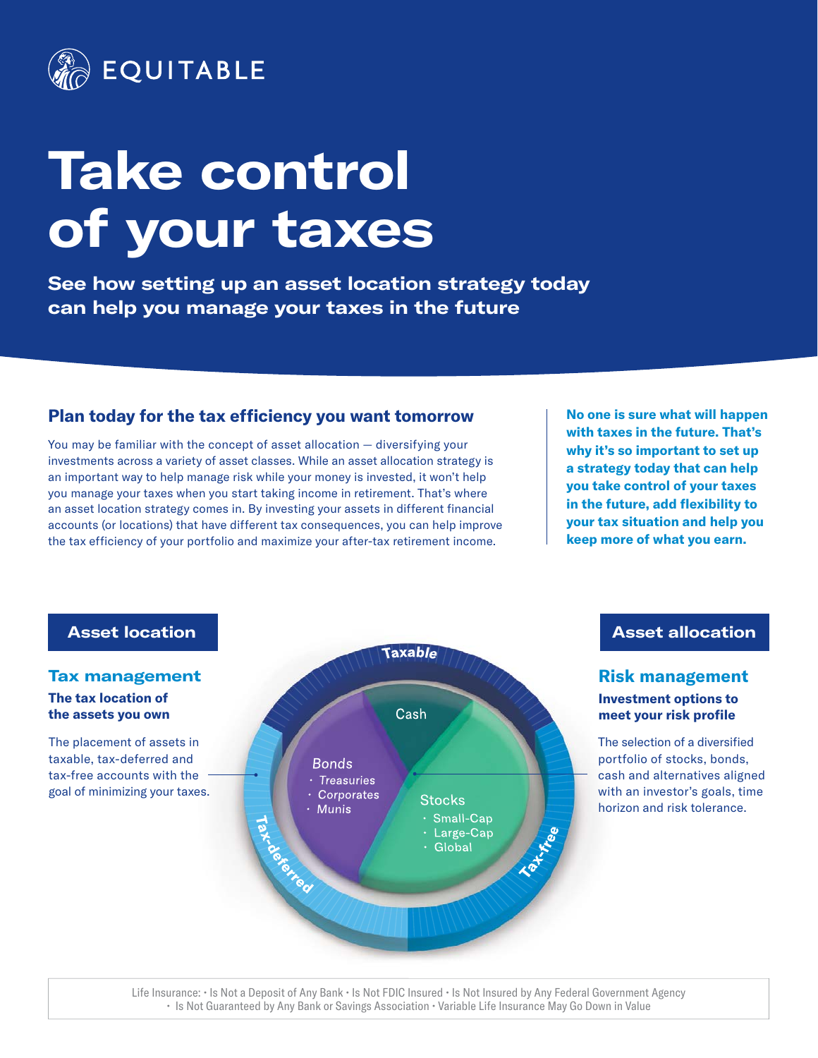EQUITABLE

# Take control of your taxes

**See how setting up an asset location strategy today can help you manage your taxes in the future**

## Plan today for the tax efficiency you want tomorrow

You may be familiar with the concept of asset allocation — diversifying your investments across a variety of asset classes. While an asset allocation strategy is an important way to help manage risk while your money is invested, it won't help you manage your taxes when you start taking income in retirement. That's where an asset location strategy comes in. By investing your assets in different financial accounts (or locations) that have different tax consequences, you can help improve the tax efficiency of your portfolio and maximize your after-tax retirement income.

**No one is sure what will happen with taxes in the future. That's why it's so important to set up a strategy today that can help you take control of your taxes in the future, add flexibility to your tax situation and help you keep more of what you earn.**

### Asset location

#### Tax management

**The tax location of the assets you own**

The placement of assets in taxable, tax-deferred and tax-free accounts with the goal of minimizing your taxes.

Taxable

Cash

Bonds
- Treasuries
- Corporates
- Munis

Stocks
- Small-Cap
- Large-Cap
- Global

Tax-deferred

Tax-free

### Asset allocation

#### Risk management

**Investment options to meet your risk profile**

The selection of a diversified portfolio of stocks, bonds, cash and alternatives aligned with an investor's goals, time horizon and risk tolerance.

Life Insurance: • Is Not a Deposit of Any Bank • Is Not FDIC Insured • Is Not Insured by Any Federal Government Agency • Is Not Guaranteed by Any Bank or Savings Association • Variable Life Insurance May Go Down in Value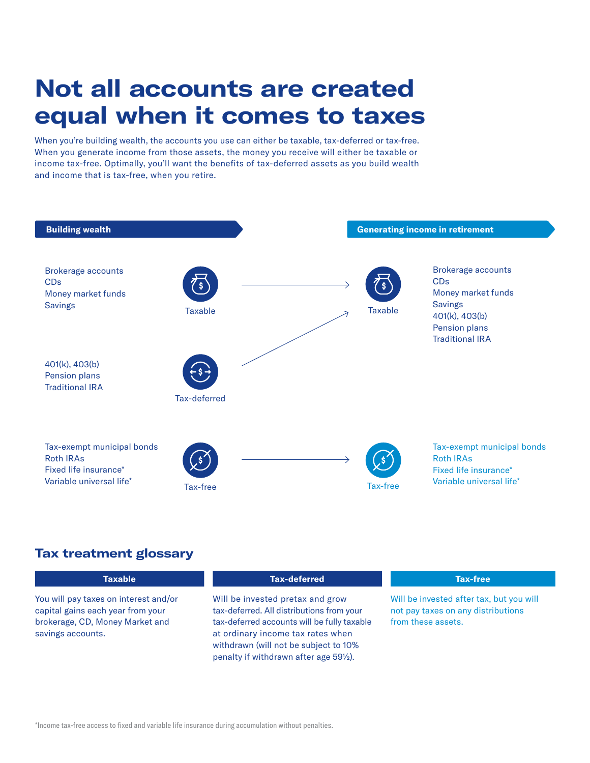# Not all accounts are created equal when it comes to taxes

When you're building wealth, the accounts you use can either be taxable, tax-deferred or tax-free. When you generate income from those assets, the money you receive will either be taxable or income tax-free. Optimally, you'll want the benefits of tax-deferred assets as you build wealth and income that is tax-free, when you retire.

**Building wealth**

Brokerage accounts
CDs
Money market funds
Savings

Taxable

401(k), 403(b)
Pension plans
Traditional IRA

Tax-deferred

Tax-exempt municipal bonds
Roth IRAs
Fixed life insurance*
Variable universal life*

Tax-free

**Generating income in retirement**

Taxable

Brokerage accounts
CDs
Money market funds
Savings
401(k), 403(b)
Pension plans
Traditional IRA

Tax-free

Tax-exempt municipal bonds
Roth IRAs
Fixed life insurance*
Variable universal life*

## Tax treatment glossary

| Taxable | Tax-deferred | Tax-free |
|---|---|---|
| You will pay taxes on interest and/or capital gains each year from your brokerage, CD, Money Market and savings accounts. | Will be invested pretax and grow tax-deferred. All distributions from your tax-deferred accounts will be fully taxable at ordinary income tax rates when withdrawn (will not be subject to 10% penalty if withdrawn after age 59½). | Will be invested after tax, but you will not pay taxes on any distributions from these assets. |

*Income tax-free access to fixed and variable life insurance during accumulation without penalties.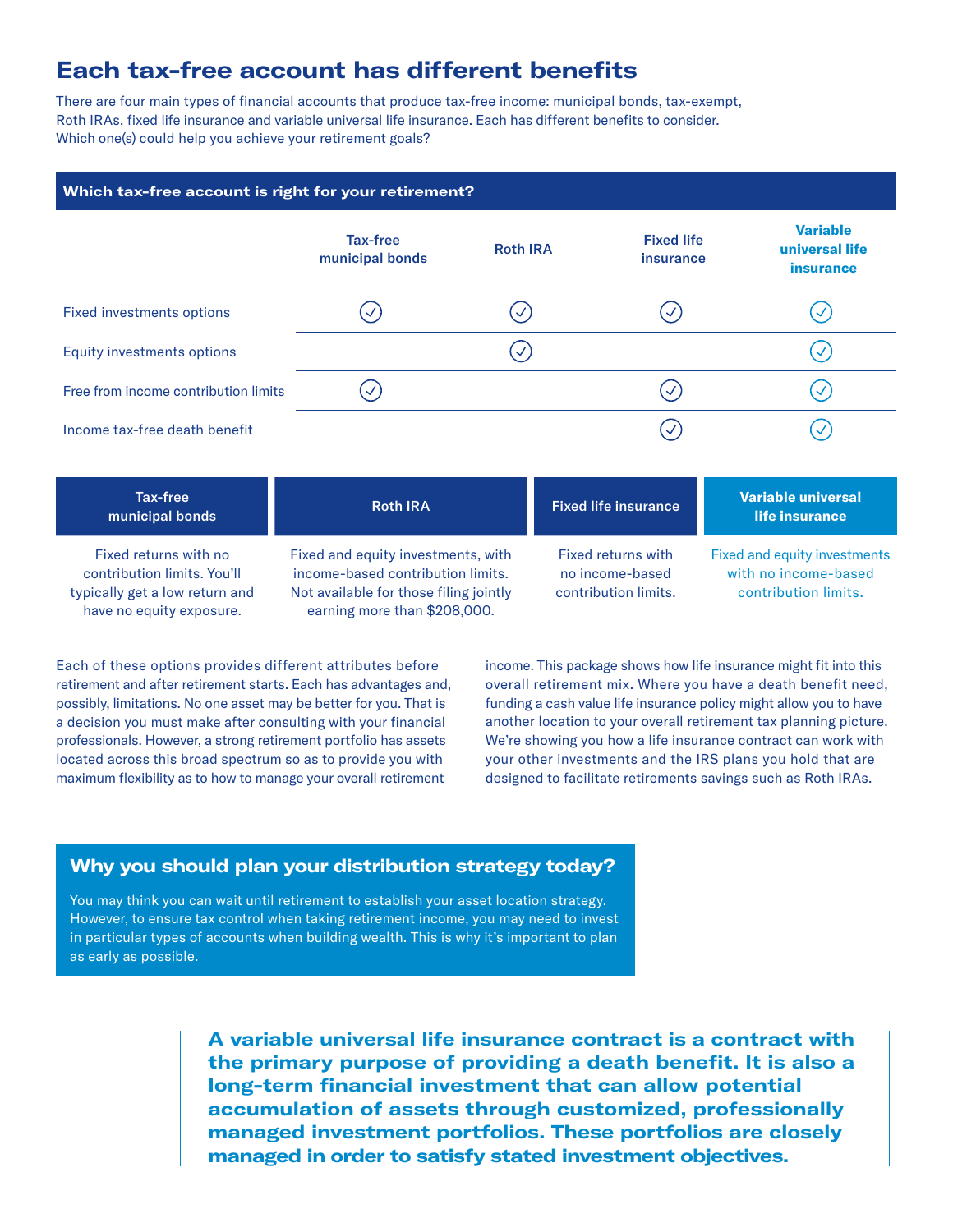# Each tax-free account has different benefits

There are four main types of financial accounts that produce tax-free income: municipal bonds, tax-exempt, Roth IRAs, fixed life insurance and variable universal life insurance. Each has different benefits to consider. Which one(s) could help you achieve your retirement goals?

**Which tax-free account is right for your retirement?**

| | Tax-free municipal bonds | Roth IRA | Fixed life insurance | Variable universal life insurance |
|---|---|---|---|---|
| Fixed investments options | ✓ | ✓ | ✓ | ✓ |
| Equity investments options | | ✓ | | ✓ |
| Free from income contribution limits | ✓ | | ✓ | ✓ |
| Income tax-free death benefit | | | ✓ | ✓ |

| Tax-free municipal bonds | Roth IRA | Fixed life insurance | Variable universal life insurance |
|---|---|---|---|
| Fixed returns with no contribution limits. You'll typically get a low return and have no equity exposure. | Fixed and equity investments, with income-based contribution limits. Not available for those filing jointly earning more than $208,000. | Fixed returns with no income-based contribution limits. | Fixed and equity investments with no income-based contribution limits. |

Each of these options provides different attributes before retirement and after retirement starts. Each has advantages and, possibly, limitations. No one asset may be better for you. That is a decision you must make after consulting with your financial professionals. However, a strong retirement portfolio has assets located across this broad spectrum so as to provide you with maximum flexibility as to how to manage your overall retirement income. This package shows how life insurance might fit into this overall retirement mix. Where you have a death benefit need, funding a cash value life insurance policy might allow you to have another location to your overall retirement tax planning picture. We're showing you how a life insurance contract can work with your other investments and the IRS plans you hold that are designed to facilitate retirements savings such as Roth IRAs.

## Why you should plan your distribution strategy today?

You may think you can wait until retirement to establish your asset location strategy. However, to ensure tax control when taking retirement income, you may need to invest in particular types of accounts when building wealth. This is why it's important to plan as early as possible.

**A variable universal life insurance contract is a contract with the primary purpose of providing a death benefit. It is also a long-term financial investment that can allow potential accumulation of assets through customized, professionally managed investment portfolios. These portfolios are closely managed in order to satisfy stated investment objectives.**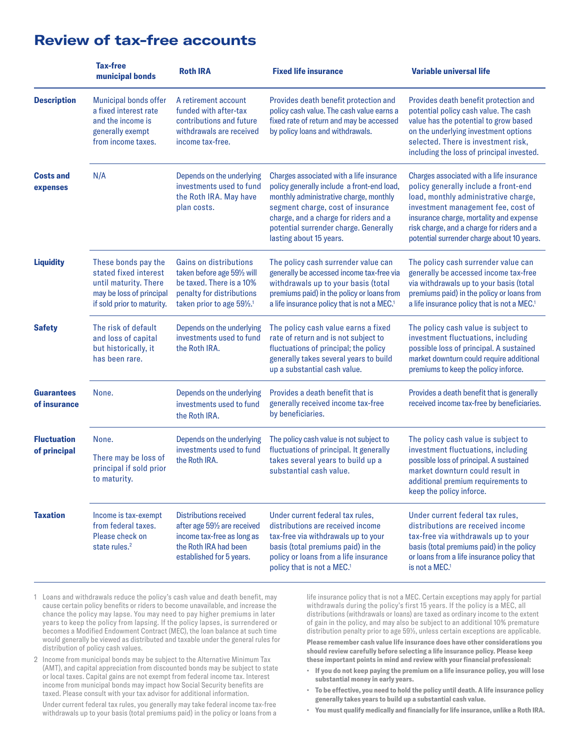# Review of tax-free accounts

| | Tax-free municipal bonds | Roth IRA | Fixed life insurance | Variable universal life |
|---|---|---|---|---|
| **Description** | Municipal bonds offer a fixed interest rate and the income is generally exempt from income taxes. | A retirement account funded with after-tax contributions and future withdrawals are received income tax-free. | Provides death benefit protection and policy cash value. The cash value earns a fixed rate of return and may be accessed by policy loans and withdrawals. | Provides death benefit protection and potential policy cash value. The cash value has the potential to grow based on the underlying investment options selected. There is investment risk, including the loss of principal invested. |
| **Costs and expenses** | N/A | Depends on the underlying investments used to fund the Roth IRA. May have plan costs. | Charges associated with a life insurance policy generally include a front-end load, monthly administrative charge, monthly segment charge, cost of insurance charge, and a charge for riders and a potential surrender charge. Generally lasting about 15 years. | Charges associated with a life insurance policy generally include a front-end load, monthly administrative charge, investment management fee, cost of insurance charge, mortality and expense risk charge, and a charge for riders and a potential surrender charge about 10 years. |
| **Liquidity** | These bonds pay the stated fixed interest until maturity. There may be loss of principal if sold prior to maturity. | Gains on distributions taken before age 59½ will be taxed. There is a 10% penalty for distributions taken prior to age 59½.[1] | The policy cash surrender value can generally be accessed income tax-free via withdrawals up to your basis (total premiums paid) in the policy or loans from a life insurance policy that is not a MEC.[1] | The policy cash surrender value can generally be accessed income tax-free via withdrawals up to your basis (total premiums paid) in the policy or loans from a life insurance policy that is not a MEC.[1] |
| **Safety** | The risk of default and loss of capital but historically, it has been rare. | Depends on the underlying investments used to fund the Roth IRA. | The policy cash value earns a fixed rate of return and is not subject to fluctuations of principal; the policy generally takes several years to build up a substantial cash value. | The policy cash value is subject to investment fluctuations, including possible loss of principal. A sustained market downturn could require additional premiums to keep the policy inforce. |
| **Guarantees of insurance** | None. | Depends on the underlying investments used to fund the Roth IRA. | Provides a death benefit that is generally received income tax-free by beneficiaries. | Provides a death benefit that is generally received income tax-free by beneficiaries. |
| **Fluctuation of principal** | None. There may be loss of principal if sold prior to maturity. | Depends on the underlying investments used to fund the Roth IRA. | The policy cash value is not subject to fluctuations of principal. It generally takes several years to build up a substantial cash value. | The policy cash value is subject to investment fluctuations, including possible loss of principal. A sustained market downturn could result in additional premium requirements to keep the policy inforce. |
| **Taxation** | Income is tax-exempt from federal taxes. Please check on state rules.[2] | Distributions received after age 59½ are received income tax-free as long as the Roth IRA had been established for 5 years. | Under current federal tax rules, distributions are received income tax-free via withdrawals up to your basis (total premiums paid) in the policy or loans from a life insurance policy that is not a MEC.[1] | Under current federal tax rules, distributions are received income tax-free via withdrawals up to your basis (total premiums paid) in the policy or loans from a life insurance policy that is not a MEC.[1] |

1 Loans and withdrawals reduce the policy's cash value and death benefit, may cause certain policy benefits or riders to become unavailable, and increase the chance the policy may lapse. You may need to pay higher premiums in later years to keep the policy from lapsing. If the policy lapses, is surrendered or becomes a Modified Endowment Contract (MEC), the loan balance at such time would generally be viewed as distributed and taxable under the general rules for distribution of policy cash values.

2 Income from municipal bonds may be subject to the Alternative Minimum Tax (AMT), and capital appreciation from discounted bonds may be subject to state or local taxes. Capital gains are not exempt from federal income tax. Interest income from municipal bonds may impact how Social Security benefits are taxed. Please consult with your tax advisor for additional information.

Under current federal tax rules, you generally may take federal income tax-free withdrawals up to your basis (total premiums paid) in the policy or loans from a life insurance policy that is not a MEC. Certain exceptions may apply for partial withdrawals during the policy's first 15 years. If the policy is a MEC, all distributions (withdrawals or loans) are taxed as ordinary income to the extent of gain in the policy, and may also be subject to an additional 10% premature distribution penalty prior to age 59½, unless certain exceptions are applicable.

**Please remember cash value life insurance does have other considerations you should review carefully before selecting a life insurance policy. Please keep these important points in mind and review with your financial professional:**

- **If you do not keep paying the premium on a life insurance policy, you will lose substantial money in early years.**
- **To be effective, you need to hold the policy until death. A life insurance policy generally takes years to build up a substantial cash value.**
- **You must qualify medically and financially for life insurance, unlike a Roth IRA.**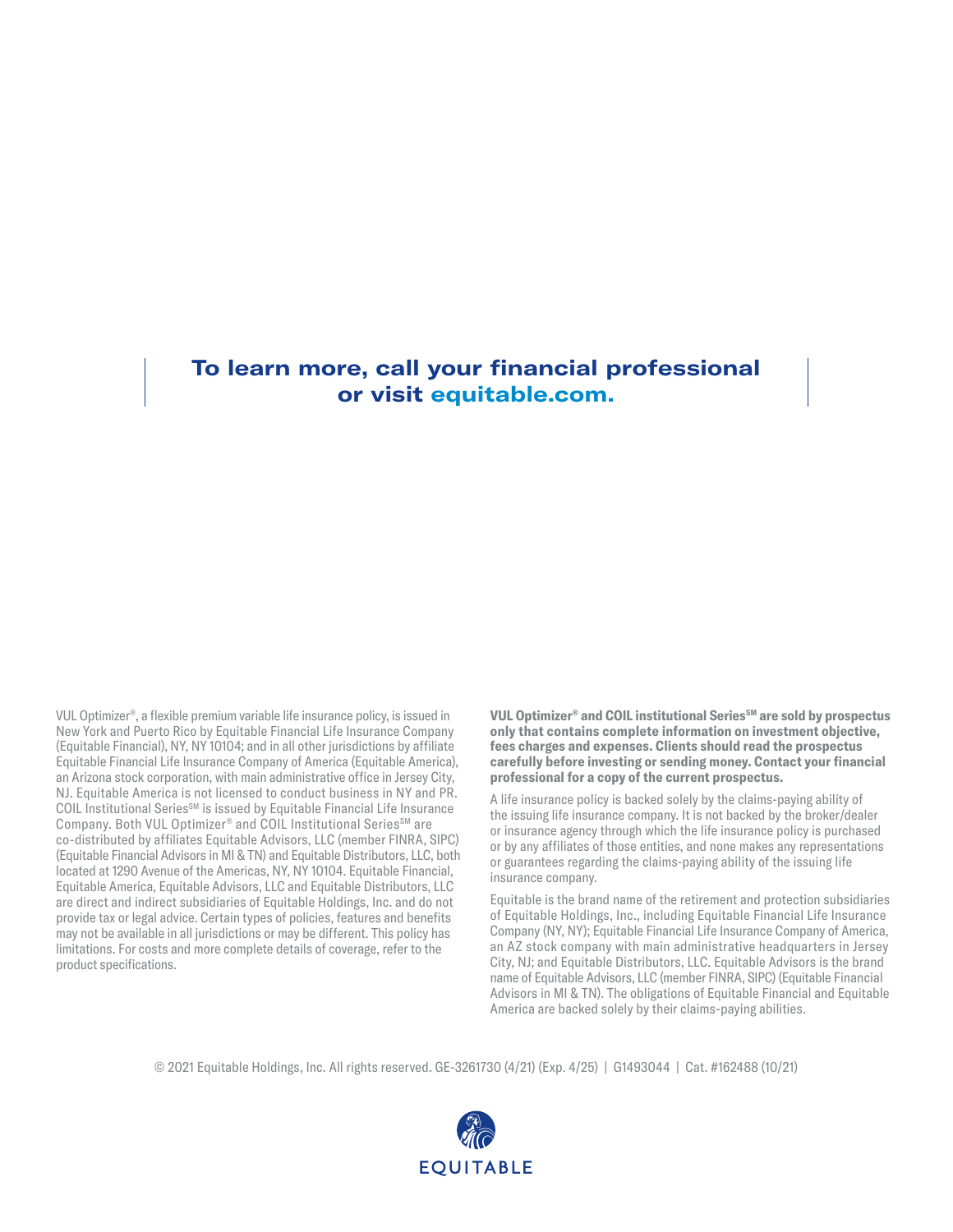**To learn more, call your financial professional or visit equitable.com.**

VUL Optimizer®, a flexible premium variable life insurance policy, is issued in New York and Puerto Rico by Equitable Financial Life Insurance Company (Equitable Financial), NY, NY 10104; and in all other jurisdictions by affiliate Equitable Financial Life Insurance Company of America (Equitable America), an Arizona stock corporation, with main administrative office in Jersey City, NJ. Equitable America is not licensed to conduct business in NY and PR. COIL Institutional Series℠ is issued by Equitable Financial Life Insurance Company. Both VUL Optimizer® and COIL Institutional Series℠ are co-distributed by affiliates Equitable Advisors, LLC (member FINRA, SIPC) (Equitable Financial Advisors in MI & TN) and Equitable Distributors, LLC, both located at 1290 Avenue of the Americas, NY, NY 10104. Equitable Financial, Equitable America, Equitable Advisors, LLC and Equitable Distributors, LLC are direct and indirect subsidiaries of Equitable Holdings, Inc. and do not provide tax or legal advice. Certain types of policies, features and benefits may not be available in all jurisdictions or may be different. This policy has limitations. For costs and more complete details of coverage, refer to the product specifications.

**VUL Optimizer® and COIL institutional Series℠ are sold by prospectus only that contains complete information on investment objective, fees charges and expenses. Clients should read the prospectus carefully before investing or sending money. Contact your financial professional for a copy of the current prospectus.**

A life insurance policy is backed solely by the claims-paying ability of the issuing life insurance company. It is not backed by the broker/dealer or insurance agency through which the life insurance policy is purchased or by any affiliates of those entities, and none makes any representations or guarantees regarding the claims-paying ability of the issuing life insurance company.

Equitable is the brand name of the retirement and protection subsidiaries of Equitable Holdings, Inc., including Equitable Financial Life Insurance Company (NY, NY); Equitable Financial Life Insurance Company of America, an AZ stock company with main administrative headquarters in Jersey City, NJ; and Equitable Distributors, LLC. Equitable Advisors is the brand name of Equitable Advisors, LLC (member FINRA, SIPC) (Equitable Financial Advisors in MI & TN). The obligations of Equitable Financial and Equitable America are backed solely by their claims-paying abilities.

© 2021 Equitable Holdings, Inc. All rights reserved. GE-3261730 (4/21) (Exp. 4/25) | G1493044 | Cat. #162488 (10/21)

EQUITABLE